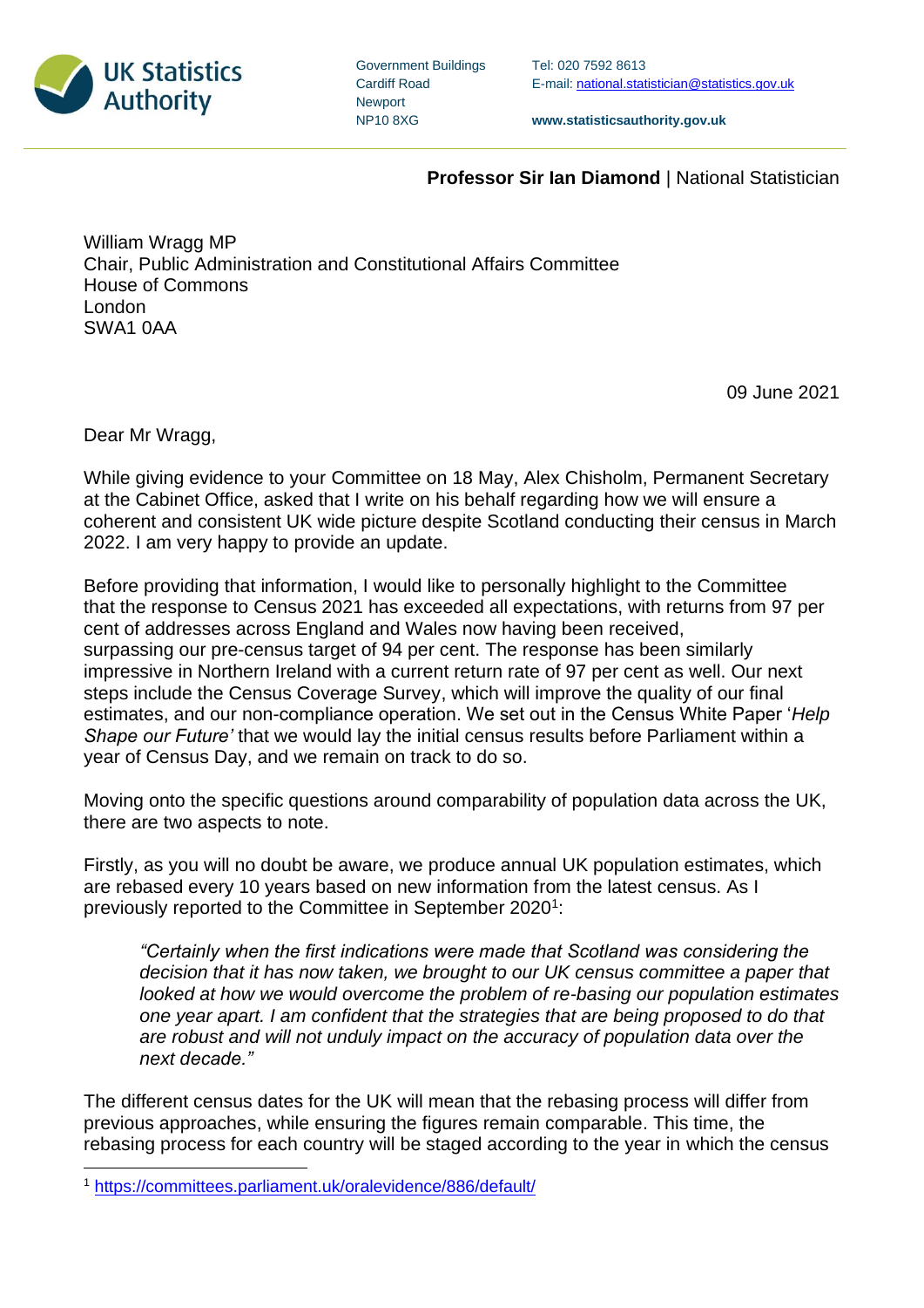UK Statistics Authority

Government Buildings
Cardiff Road
Newport
NP10 8XG

Tel: 020 7592 8613
E-mail: national.statistician@statistics.gov.uk

**www.statisticsauthority.gov.uk**

**Professor Sir Ian Diamond** | National Statistician

William Wragg MP
Chair, Public Administration and Constitutional Affairs Committee
House of Commons
London
SWA1 0AA

09 June 2021

Dear Mr Wragg,

While giving evidence to your Committee on 18 May, Alex Chisholm, Permanent Secretary at the Cabinet Office, asked that I write on his behalf regarding how we will ensure a coherent and consistent UK wide picture despite Scotland conducting their census in March 2022. I am very happy to provide an update.

Before providing that information, I would like to personally highlight to the Committee that the response to Census 2021 has exceeded all expectations, with returns from 97 per cent of addresses across England and Wales now having been received, surpassing our pre-census target of 94 per cent. The response has been similarly impressive in Northern Ireland with a current return rate of 97 per cent as well. Our next steps include the Census Coverage Survey, which will improve the quality of our final estimates, and our non-compliance operation. We set out in the Census White Paper '*Help Shape our Future'* that we would lay the initial census results before Parliament within a year of Census Day, and we remain on track to do so.

Moving onto the specific questions around comparability of population data across the UK, there are two aspects to note.

Firstly, as you will no doubt be aware, we produce annual UK population estimates, which are rebased every 10 years based on new information from the latest census. As I previously reported to the Committee in September 2020[1]:

> *"Certainly when the first indications were made that Scotland was considering the decision that it has now taken, we brought to our UK census committee a paper that looked at how we would overcome the problem of re-basing our population estimates one year apart. I am confident that the strategies that are being proposed to do that are robust and will not unduly impact on the accuracy of population data over the next decade."*

The different census dates for the UK will mean that the rebasing process will differ from previous approaches, while ensuring the figures remain comparable. This time, the rebasing process for each country will be staged according to the year in which the census

[1] https://committees.parliament.uk/oralevidence/886/default/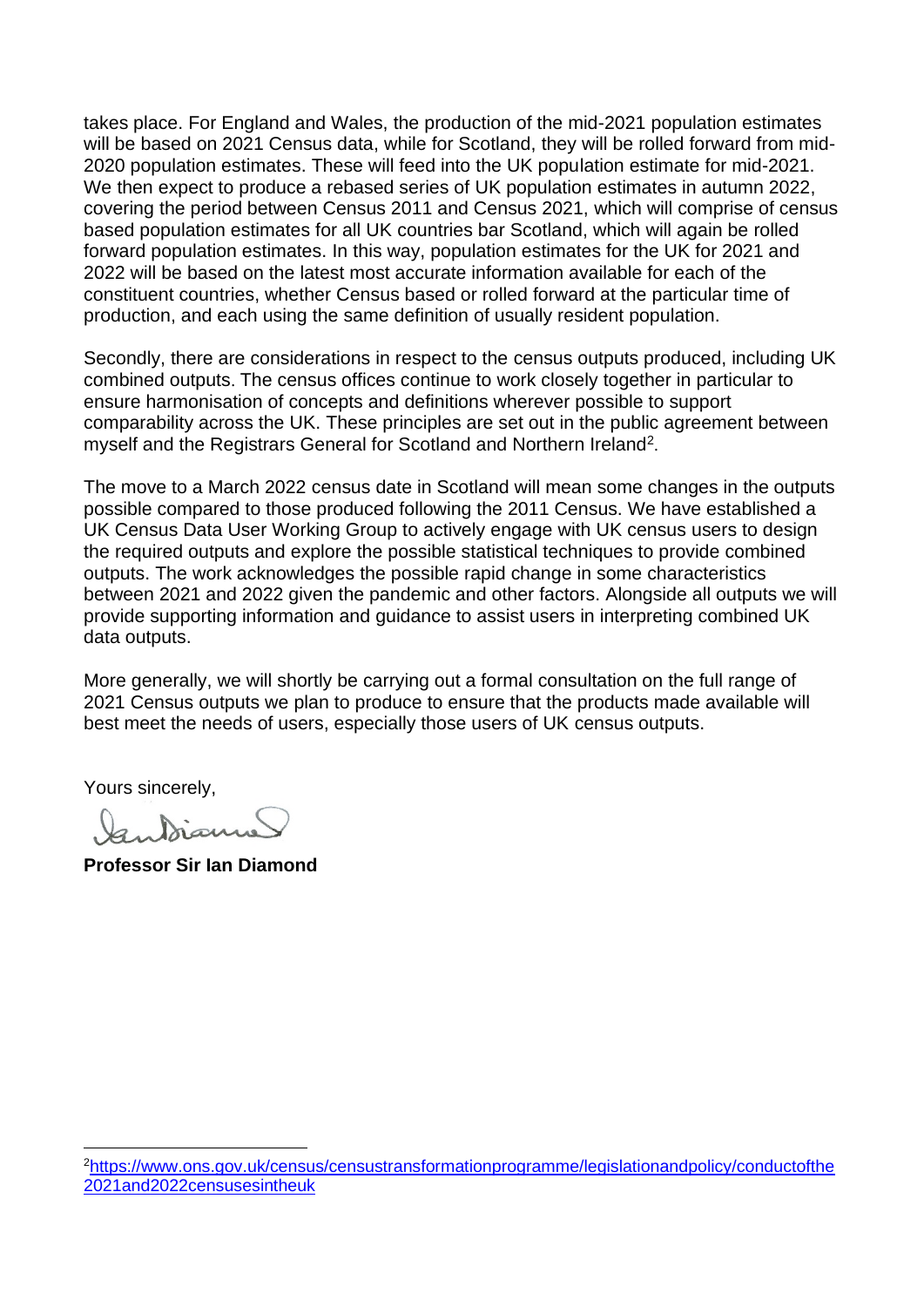takes place. For England and Wales, the production of the mid-2021 population estimates will be based on 2021 Census data, while for Scotland, they will be rolled forward from mid-2020 population estimates. These will feed into the UK population estimate for mid-2021. We then expect to produce a rebased series of UK population estimates in autumn 2022, covering the period between Census 2011 and Census 2021, which will comprise of census based population estimates for all UK countries bar Scotland, which will again be rolled forward population estimates. In this way, population estimates for the UK for 2021 and 2022 will be based on the latest most accurate information available for each of the constituent countries, whether Census based or rolled forward at the particular time of production, and each using the same definition of usually resident population.

Secondly, there are considerations in respect to the census outputs produced, including UK combined outputs. The census offices continue to work closely together in particular to ensure harmonisation of concepts and definitions wherever possible to support comparability across the UK. These principles are set out in the public agreement between myself and the Registrars General for Scotland and Northern Ireland[2].

The move to a March 2022 census date in Scotland will mean some changes in the outputs possible compared to those produced following the 2011 Census. We have established a UK Census Data User Working Group to actively engage with UK census users to design the required outputs and explore the possible statistical techniques to provide combined outputs. The work acknowledges the possible rapid change in some characteristics between 2021 and 2022 given the pandemic and other factors. Alongside all outputs we will provide supporting information and guidance to assist users in interpreting combined UK data outputs.

More generally, we will shortly be carrying out a formal consultation on the full range of 2021 Census outputs we plan to produce to ensure that the products made available will best meet the needs of users, especially those users of UK census outputs.

Yours sincerely,

**Professor Sir Ian Diamond**

---

[2] https://www.ons.gov.uk/census/censustransformationprogramme/legislationandpolicy/conductofthe2021and2022censusesintheuk